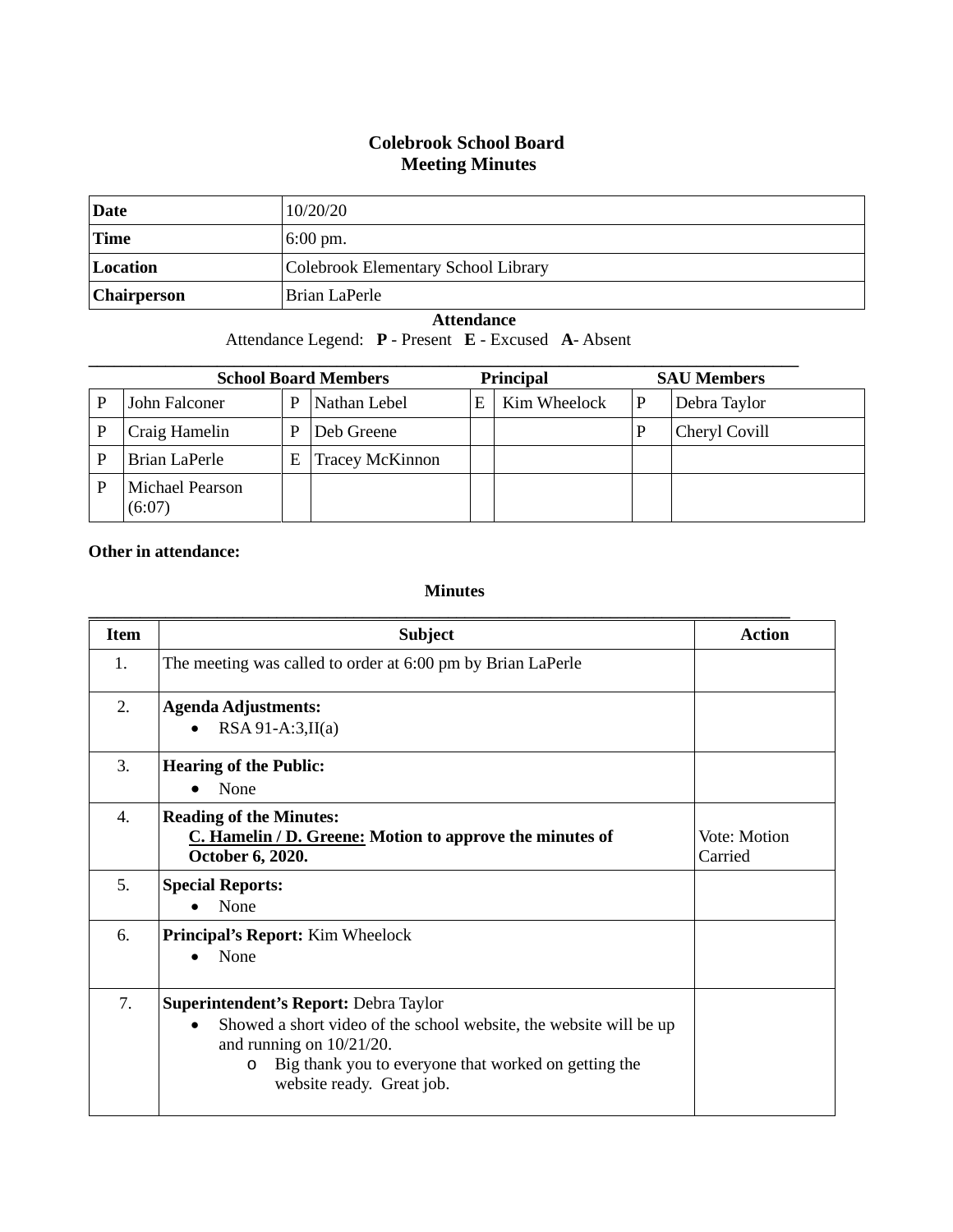# Colebrook School Board
## Meeting Minutes

| **Date** | 10/20/20 |
|---|---|
| **Time** | 6:00 pm. |
| **Location** | Colebrook Elementary School Library |
| **Chairperson** | Brian LaPerle |

**Attendance**

Attendance Legend: **P** - Present **E** - Excused **A**- Absent

| **School Board Members** | | | | **Principal** | | **SAU Members** | |
|---|---|---|---|---|---|---|---|
| P | John Falconer | P | Nathan Lebel | E | Kim Wheelock | P | Debra Taylor |
| P | Craig Hamelin | P | Deb Greene | | | P | Cheryl Covill |
| P | Brian LaPerle | E | Tracey McKinnon | | | | |
| P | Michael Pearson (6:07) | | | | | | |

**Other in attendance:**

**Minutes**

| **Item** | **Subject** | **Action** |
|---|---|---|
| 1. | The meeting was called to order at 6:00 pm by Brian LaPerle | |
| 2. | **Agenda Adjustments:**<br>• RSA 91-A:3,II(a) | |
| 3. | **Hearing of the Public:**<br>• None | |
| 4. | **Reading of the Minutes:**<br>**<u>C. Hamelin / D. Greene:</u> Motion to approve the minutes of October 6, 2020.** | Vote: Motion Carried |
| 5. | **Special Reports:**<br>• None | |
| 6. | **Principal's Report:** Kim Wheelock<br>• None | |
| 7. | **Superintendent's Report:** Debra Taylor<br>• Showed a short video of the school website, the website will be up and running on 10/21/20.<br>o Big thank you to everyone that worked on getting the website ready. Great job. | |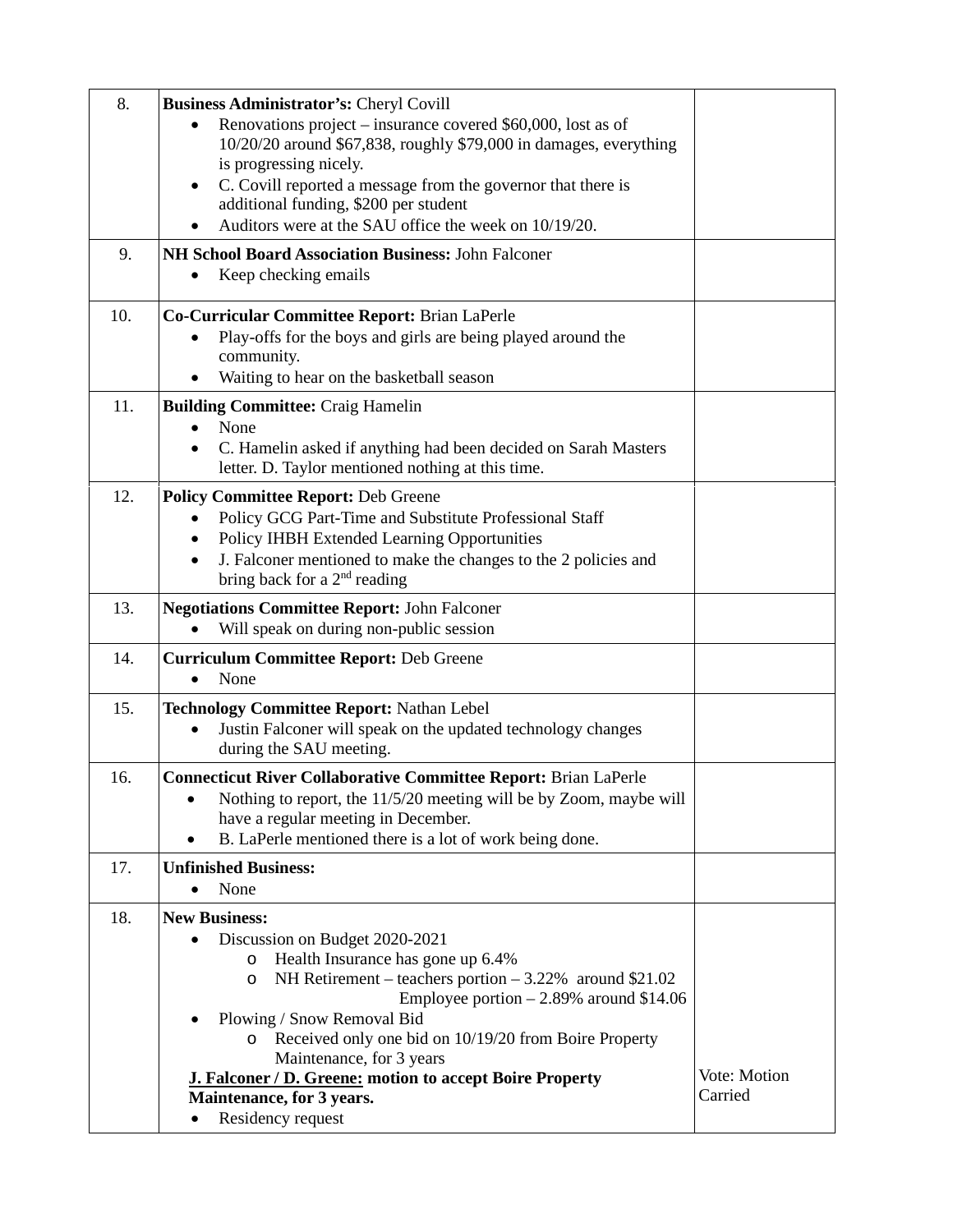| | | |
|---|---|---|
| 8. | **Business Administrator's:** Cheryl Covill<br>• Renovations project – insurance covered $60,000, lost as of 10/20/20 around $67,838, roughly $79,000 in damages, everything is progressing nicely.<br>• C. Covill reported a message from the governor that there is additional funding, $200 per student<br>• Auditors were at the SAU office the week on 10/19/20. | |
| 9. | **NH School Board Association Business:** John Falconer<br>• Keep checking emails | |
| 10. | **Co-Curricular Committee Report:** Brian LaPerle<br>• Play-offs for the boys and girls are being played around the community.<br>• Waiting to hear on the basketball season | |
| 11. | **Building Committee:** Craig Hamelin<br>• None<br>• C. Hamelin asked if anything had been decided on Sarah Masters letter. D. Taylor mentioned nothing at this time. | |
| 12. | **Policy Committee Report:** Deb Greene<br>• Policy GCG Part-Time and Substitute Professional Staff<br>• Policy IHBH Extended Learning Opportunities<br>• J. Falconer mentioned to make the changes to the 2 policies and bring back for a 2nd reading | |
| 13. | **Negotiations Committee Report:** John Falconer<br>• Will speak on during non-public session | |
| 14. | **Curriculum Committee Report:** Deb Greene<br>• None | |
| 15. | **Technology Committee Report:** Nathan Lebel<br>• Justin Falconer will speak on the updated technology changes during the SAU meeting. | |
| 16. | **Connecticut River Collaborative Committee Report:** Brian LaPerle<br>• Nothing to report, the 11/5/20 meeting will be by Zoom, maybe will have a regular meeting in December.<br>• B. LaPerle mentioned there is a lot of work being done. | |
| 17. | **Unfinished Business:**<br>• None | |
| 18. | **New Business:**<br>• Discussion on Budget 2020-2021<br>  o Health Insurance has gone up 6.4%<br>  o NH Retirement – teachers portion – 3.22% around $21.02<br>  Employee portion – 2.89% around $14.06<br>• Plowing / Snow Removal Bid<br>  o Received only one bid on 10/19/20 from Boire Property Maintenance, for 3 years<br>**<u>J. Falconer / D. Greene:</u> motion to accept Boire Property Maintenance, for 3 years.**<br>• Residency request | Vote: Motion Carried |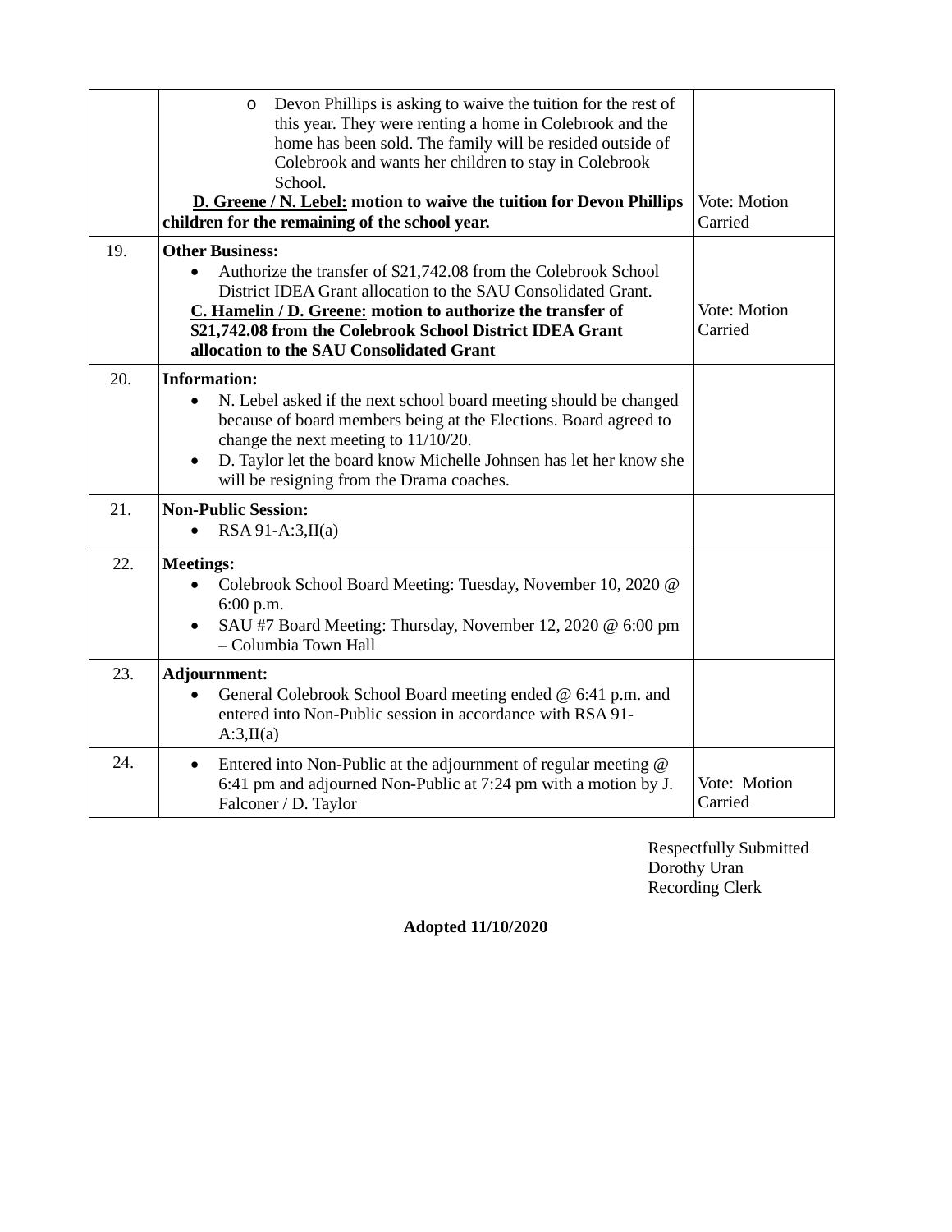| | | |
|---|---|---|
| | ○ Devon Phillips is asking to waive the tuition for the rest of this year. They were renting a home in Colebrook and the home has been sold. The family will be resided outside of Colebrook and wants her children to stay in Colebrook School.<br>**<u>D. Greene / N. Lebel:</u> motion to waive the tuition for Devon Phillips children for the remaining of the school year.** | Vote: Motion Carried |
| 19. | **Other Business:**<br>• Authorize the transfer of $21,742.08 from the Colebrook School District IDEA Grant allocation to the SAU Consolidated Grant.<br>**<u>C. Hamelin / D. Greene:</u> motion to authorize the transfer of $21,742.08 from the Colebrook School District IDEA Grant allocation to the SAU Consolidated Grant** | Vote: Motion Carried |
| 20. | **Information:**<br>• N. Lebel asked if the next school board meeting should be changed because of board members being at the Elections. Board agreed to change the next meeting to 11/10/20.<br>• D. Taylor let the board know Michelle Johnsen has let her know she will be resigning from the Drama coaches. | |
| 21. | **Non-Public Session:**<br>• RSA 91-A:3,II(a) | |
| 22. | **Meetings:**<br>• Colebrook School Board Meeting: Tuesday, November 10, 2020 @ 6:00 p.m.<br>• SAU #7 Board Meeting: Thursday, November 12, 2020 @ 6:00 pm – Columbia Town Hall | |
| 23. | **Adjournment:**<br>• General Colebrook School Board meeting ended @ 6:41 p.m. and entered into Non-Public session in accordance with RSA 91-A:3,II(a) | |
| 24. | • Entered into Non-Public at the adjournment of regular meeting @ 6:41 pm and adjourned Non-Public at 7:24 pm with a motion by J. Falconer / D. Taylor | Vote: Motion Carried |

Respectfully Submitted
Dorothy Uran
Recording Clerk

**Adopted 11/10/2020**